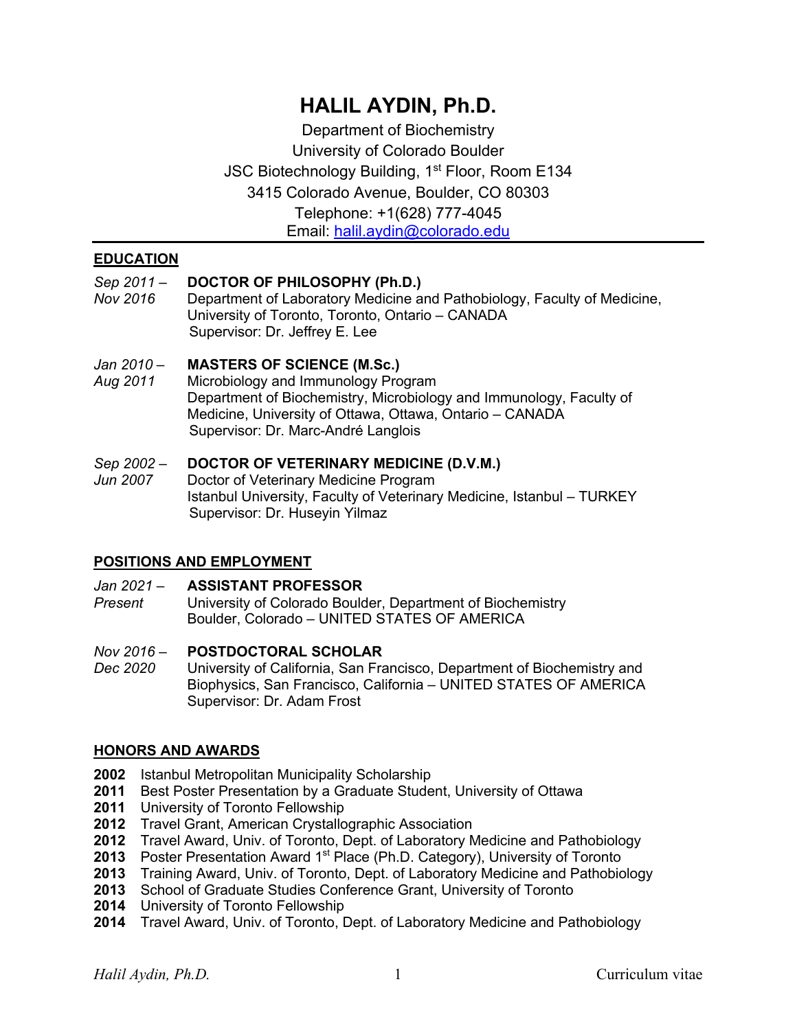# HALIL AYDIN, Ph.D.

Department of Biochemistry
University of Colorado Boulder
JSC Biotechnology Building, 1st Floor, Room E134
3415 Colorado Avenue, Boulder, CO 80303
Telephone: +1(628) 777-4045
Email: halil.aydin@colorado.edu

## EDUCATION

*Sep 2011 – Nov 2016* **DOCTOR OF PHILOSOPHY (Ph.D.)**
Department of Laboratory Medicine and Pathobiology, Faculty of Medicine, University of Toronto, Toronto, Ontario – CANADA
Supervisor: Dr. Jeffrey E. Lee

*Jan 2010 – Aug 2011* **MASTERS OF SCIENCE (M.Sc.)**
Microbiology and Immunology Program
Department of Biochemistry, Microbiology and Immunology, Faculty of Medicine, University of Ottawa, Ottawa, Ontario – CANADA
Supervisor: Dr. Marc-André Langlois

*Sep 2002 – Jun 2007* **DOCTOR OF VETERINARY MEDICINE (D.V.M.)**
Doctor of Veterinary Medicine Program
Istanbul University, Faculty of Veterinary Medicine, Istanbul – TURKEY
Supervisor: Dr. Huseyin Yilmaz

## POSITIONS AND EMPLOYMENT

*Jan 2021 – Present* **ASSISTANT PROFESSOR**
University of Colorado Boulder, Department of Biochemistry
Boulder, Colorado – UNITED STATES OF AMERICA

*Nov 2016 – Dec 2020* **POSTDOCTORAL SCHOLAR**
University of California, San Francisco, Department of Biochemistry and Biophysics, San Francisco, California – UNITED STATES OF AMERICA
Supervisor: Dr. Adam Frost

## HONORS AND AWARDS

**2002** Istanbul Metropolitan Municipality Scholarship
**2011** Best Poster Presentation by a Graduate Student, University of Ottawa
**2011** University of Toronto Fellowship
**2012** Travel Grant, American Crystallographic Association
**2012** Travel Award, Univ. of Toronto, Dept. of Laboratory Medicine and Pathobiology
**2013** Poster Presentation Award 1st Place (Ph.D. Category), University of Toronto
**2013** Training Award, Univ. of Toronto, Dept. of Laboratory Medicine and Pathobiology
**2013** School of Graduate Studies Conference Grant, University of Toronto
**2014** University of Toronto Fellowship
**2014** Travel Award, Univ. of Toronto, Dept. of Laboratory Medicine and Pathobiology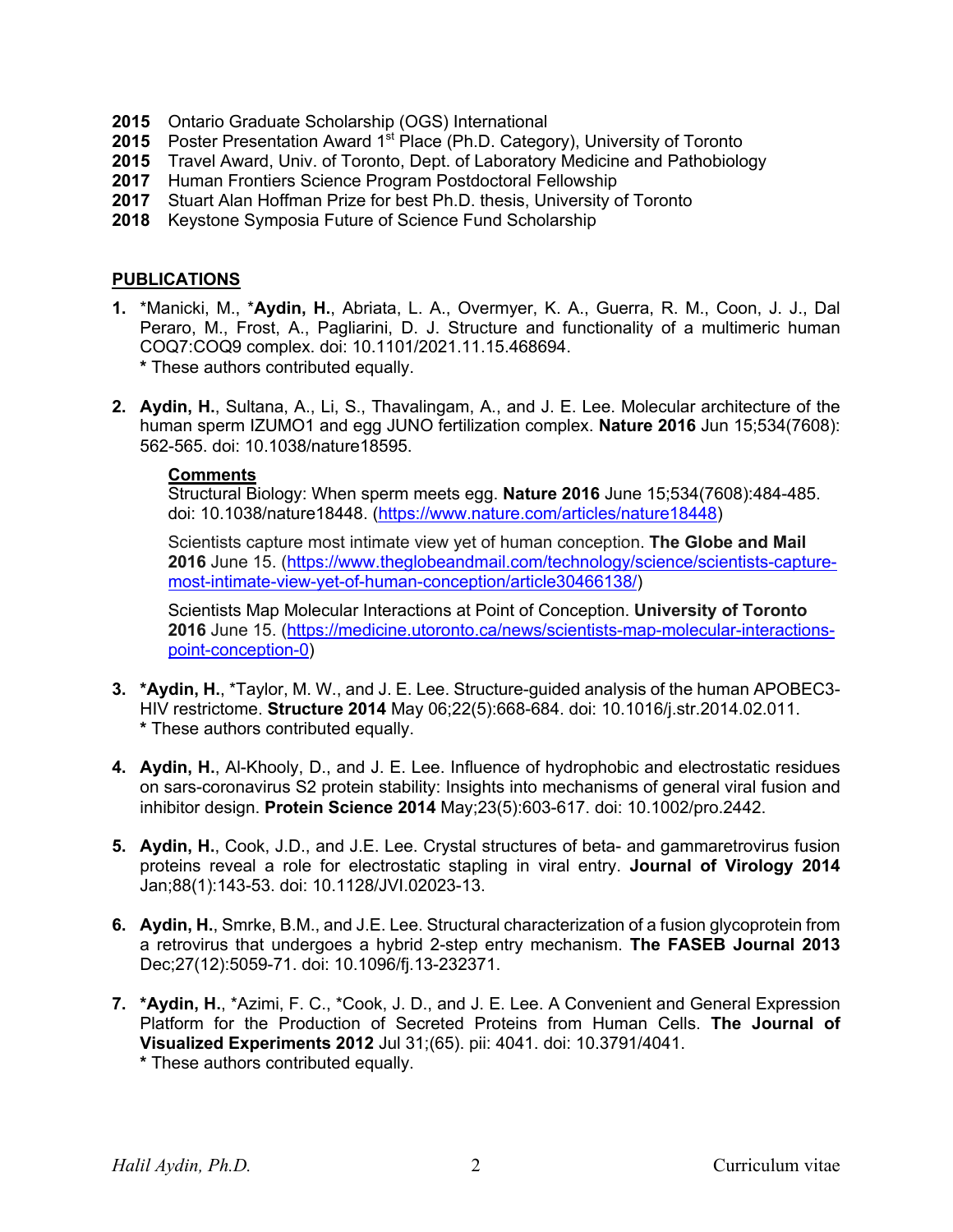**2015** Ontario Graduate Scholarship (OGS) International
**2015** Poster Presentation Award 1st Place (Ph.D. Category), University of Toronto
**2015** Travel Award, Univ. of Toronto, Dept. of Laboratory Medicine and Pathobiology
**2017** Human Frontiers Science Program Postdoctoral Fellowship
**2017** Stuart Alan Hoffman Prize for best Ph.D. thesis, University of Toronto
**2018** Keystone Symposia Future of Science Fund Scholarship

## PUBLICATIONS

1. *Manicki, M., ***Aydin, H.**, Abriata, L. A., Overmyer, K. A., Guerra, R. M., Coon, J. J., Dal Peraro, M., Frost, A., Pagliarini, D. J. Structure and functionality of a multimeric human COQ7:COQ9 complex. doi: 10.1101/2021.11.15.468694.
   **\*** These authors contributed equally.

2. **Aydin, H.**, Sultana, A., Li, S., Thavalingam, A., and J. E. Lee. Molecular architecture of the human sperm IZUMO1 and egg JUNO fertilization complex. **Nature 2016** Jun 15;534(7608): 562-565. doi: 10.1038/nature18595.

   **Comments**
   Structural Biology: When sperm meets egg. **Nature 2016** June 15;534(7608):484-485. doi: 10.1038/nature18448. (https://www.nature.com/articles/nature18448)

   Scientists capture most intimate view yet of human conception. **The Globe and Mail 2016** June 15. (https://www.theglobeandmail.com/technology/science/scientists-capture-most-intimate-view-yet-of-human-conception/article30466138/)

   Scientists Map Molecular Interactions at Point of Conception. **University of Toronto 2016** June 15. (https://medicine.utoronto.ca/news/scientists-map-molecular-interactions-point-conception-0)

3. ***Aydin, H.**, *Taylor, M. W., and J. E. Lee. Structure-guided analysis of the human APOBEC3-HIV restrictome. **Structure 2014** May 06;22(5):668-684. doi: 10.1016/j.str.2014.02.011.
   **\*** These authors contributed equally.

4. **Aydin, H.**, Al-Khooly, D., and J. E. Lee. Influence of hydrophobic and electrostatic residues on sars-coronavirus S2 protein stability: Insights into mechanisms of general viral fusion and inhibitor design. **Protein Science 2014** May;23(5):603-617. doi: 10.1002/pro.2442.

5. **Aydin, H.**, Cook, J.D., and J.E. Lee. Crystal structures of beta- and gammaretrovirus fusion proteins reveal a role for electrostatic stapling in viral entry. **Journal of Virology 2014** Jan;88(1):143-53. doi: 10.1128/JVI.02023-13.

6. **Aydin, H.**, Smrke, B.M., and J.E. Lee. Structural characterization of a fusion glycoprotein from a retrovirus that undergoes a hybrid 2-step entry mechanism. **The FASEB Journal 2013** Dec;27(12):5059-71. doi: 10.1096/fj.13-232371.

7. ***Aydin, H.**, *Azimi, F. C., *Cook, J. D., and J. E. Lee. A Convenient and General Expression Platform for the Production of Secreted Proteins from Human Cells. **The Journal of Visualized Experiments 2012** Jul 31;(65). pii: 4041. doi: 10.3791/4041.
   **\*** These authors contributed equally.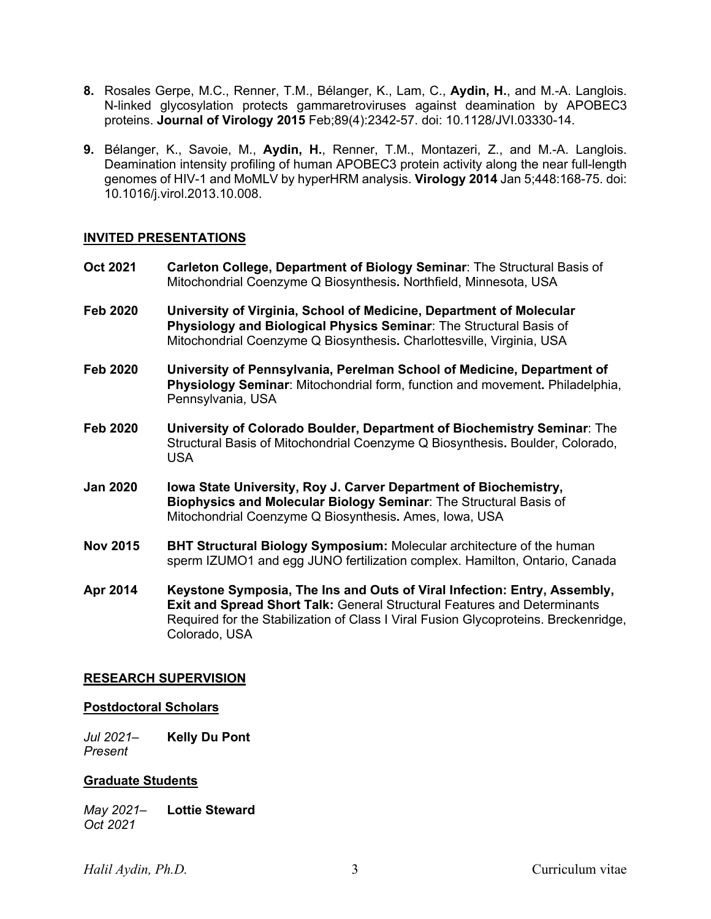**8.** Rosales Gerpe, M.C., Renner, T.M., Bélanger, K., Lam, C., **Aydin, H.**, and M.-A. Langlois. N-linked glycosylation protects gammaretroviruses against deamination by APOBEC3 proteins. **Journal of Virology 2015** Feb;89(4):2342-57. doi: 10.1128/JVI.03330-14.

**9.** Bélanger, K., Savoie, M., **Aydin, H.**, Renner, T.M., Montazeri, Z., and M.-A. Langlois. Deamination intensity profiling of human APOBEC3 protein activity along the near full-length genomes of HIV-1 and MoMLV by hyperHRM analysis. **Virology 2014** Jan 5;448:168-75. doi: 10.1016/j.virol.2013.10.008.

## INVITED PRESENTATIONS

**Oct 2021** — **Carleton College, Department of Biology Seminar**: The Structural Basis of Mitochondrial Coenzyme Q Biosynthesis**.** Northfield, Minnesota, USA

**Feb 2020** — **University of Virginia, School of Medicine, Department of Molecular Physiology and Biological Physics Seminar**: The Structural Basis of Mitochondrial Coenzyme Q Biosynthesis**.** Charlottesville, Virginia, USA

**Feb 2020** — **University of Pennsylvania, Perelman School of Medicine, Department of Physiology Seminar**: Mitochondrial form, function and movement**.** Philadelphia, Pennsylvania, USA

**Feb 2020** — **University of Colorado Boulder, Department of Biochemistry Seminar**: The Structural Basis of Mitochondrial Coenzyme Q Biosynthesis**.** Boulder, Colorado, USA

**Jan 2020** — **Iowa State University, Roy J. Carver Department of Biochemistry, Biophysics and Molecular Biology Seminar**: The Structural Basis of Mitochondrial Coenzyme Q Biosynthesis**.** Ames, Iowa, USA

**Nov 2015** — **BHT Structural Biology Symposium:** Molecular architecture of the human sperm IZUMO1 and egg JUNO fertilization complex. Hamilton, Ontario, Canada

**Apr 2014** — **Keystone Symposia, The Ins and Outs of Viral Infection: Entry, Assembly, Exit and Spread Short Talk:** General Structural Features and Determinants Required for the Stabilization of Class I Viral Fusion Glycoproteins. Breckenridge, Colorado, USA

## RESEARCH SUPERVISION

### Postdoctoral Scholars

*Jul 2021–Present* — **Kelly Du Pont**

### Graduate Students

*May 2021–Oct 2021* — **Lottie Steward**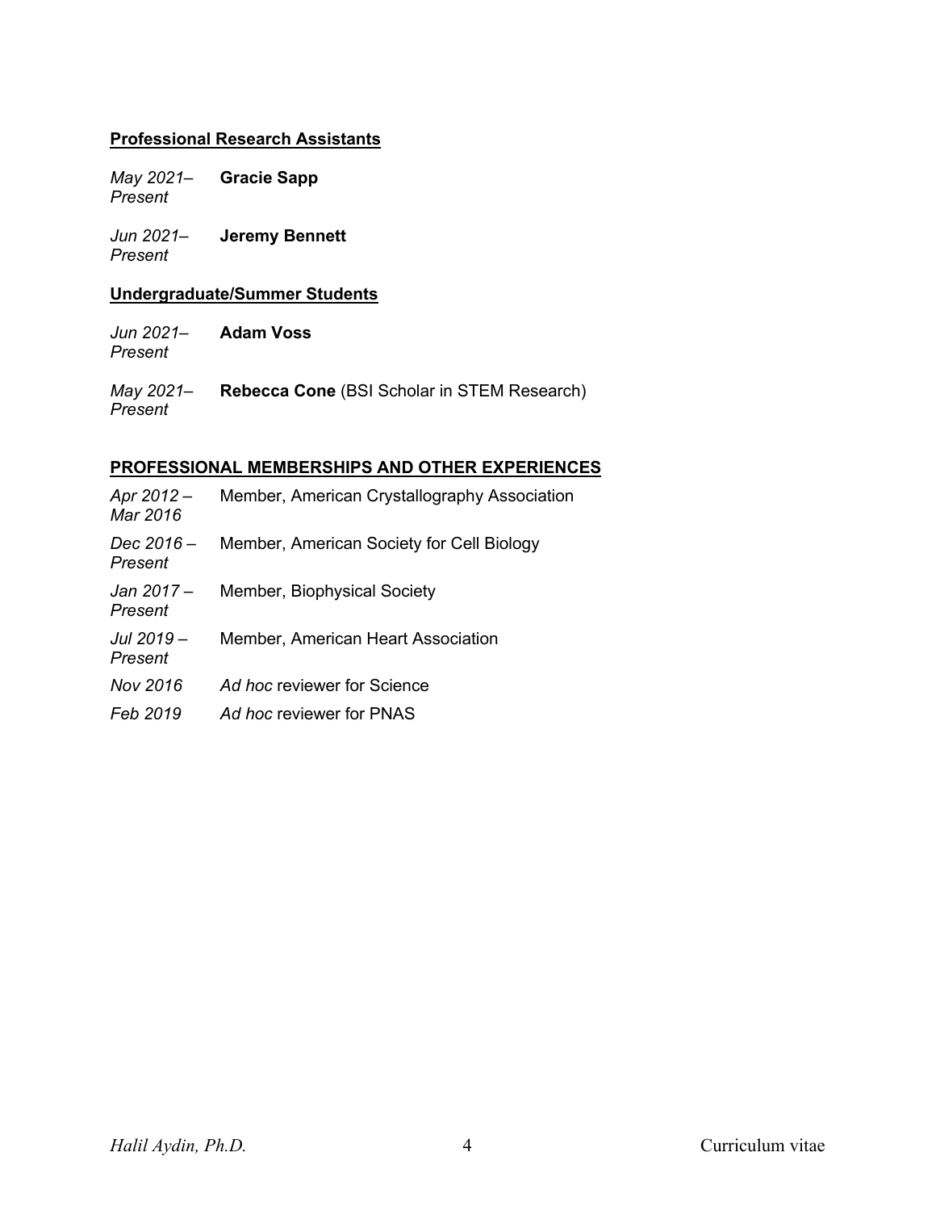**Professional Research Assistants**

*May 2021–Present* **Gracie Sapp**

*Jun 2021–Present* **Jeremy Bennett**

**Undergraduate/Summer Students**

*Jun 2021–Present* **Adam Voss**

*May 2021–Present* **Rebecca Cone** (BSI Scholar in STEM Research)

**PROFESSIONAL MEMBERSHIPS AND OTHER EXPERIENCES**

*Apr 2012 – Mar 2016* Member, American Crystallography Association

*Dec 2016 – Present* Member, American Society for Cell Biology

*Jan 2017 – Present* Member, Biophysical Society

*Jul 2019 – Present* Member, American Heart Association

*Nov 2016* *Ad hoc* reviewer for Science

*Feb 2019* *Ad hoc* reviewer for PNAS